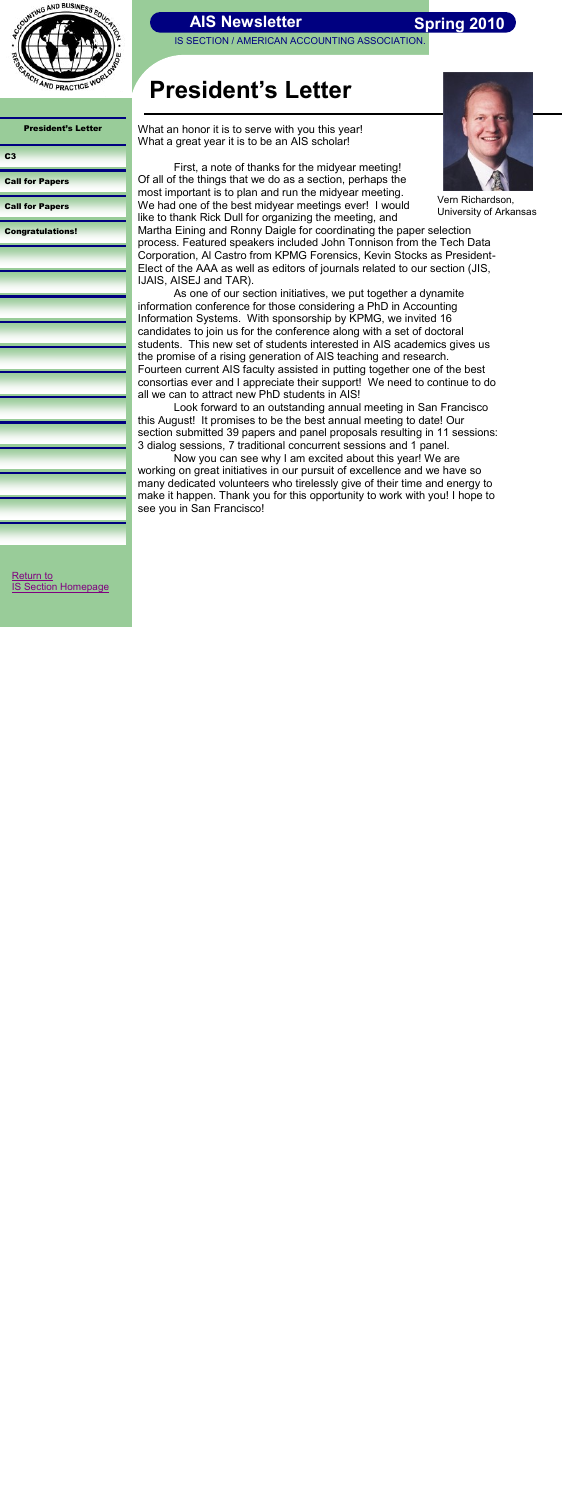# AIS Newsletter

**Spring 2010**

IS SECTION / AMERICAN ACCOUNTING ASSOCIATION

- President's Letter
- C3
- Call for Papers
- Call for Papers
- Congratulations!

Return to IS Section Homepage

## President's Letter

Vern Richardson, University of Arkansas

What an honor it is to serve with you this year! What a great year it is to be an AIS scholar!

First, a note of thanks for the midyear meeting! Of all of the things that we do as a section, perhaps the most important is to plan and run the midyear meeting. We had one of the best midyear meetings ever! I would like to thank Rick Dull for organizing the meeting, and Martha Eining and Ronny Daigle for coordinating the paper selection process. Featured speakers included John Tonnison from the Tech Data Corporation, Al Castro from KPMG Forensics, Kevin Stocks as President-Elect of the AAA as well as editors of journals related to our section (JIS, IJAIS, AISEJ and TAR).

As one of our section initiatives, we put together a dynamite information conference for those considering a PhD in Accounting Information Systems. With sponsorship by KPMG, we invited 16 candidates to join us for the conference along with a set of doctoral students. This new set of students interested in AIS academics gives us the promise of a rising generation of AIS teaching and research. Fourteen current AIS faculty assisted in putting together one of the best consortias ever and I appreciate their support! We need to continue to do all we can to attract new PhD students in AIS!

Look forward to an outstanding annual meeting in San Francisco this August! It promises to be the best annual meeting to date! Our section submitted 39 papers and panel proposals resulting in 11 sessions: 3 dialog sessions, 7 traditional concurrent sessions and 1 panel.

Now you can see why I am excited about this year! We are working on great initiatives in our pursuit of excellence and we have so many dedicated volunteers who tirelessly give of their time and energy to make it happen. Thank you for this opportunity to work with you! I hope to see you in San Francisco!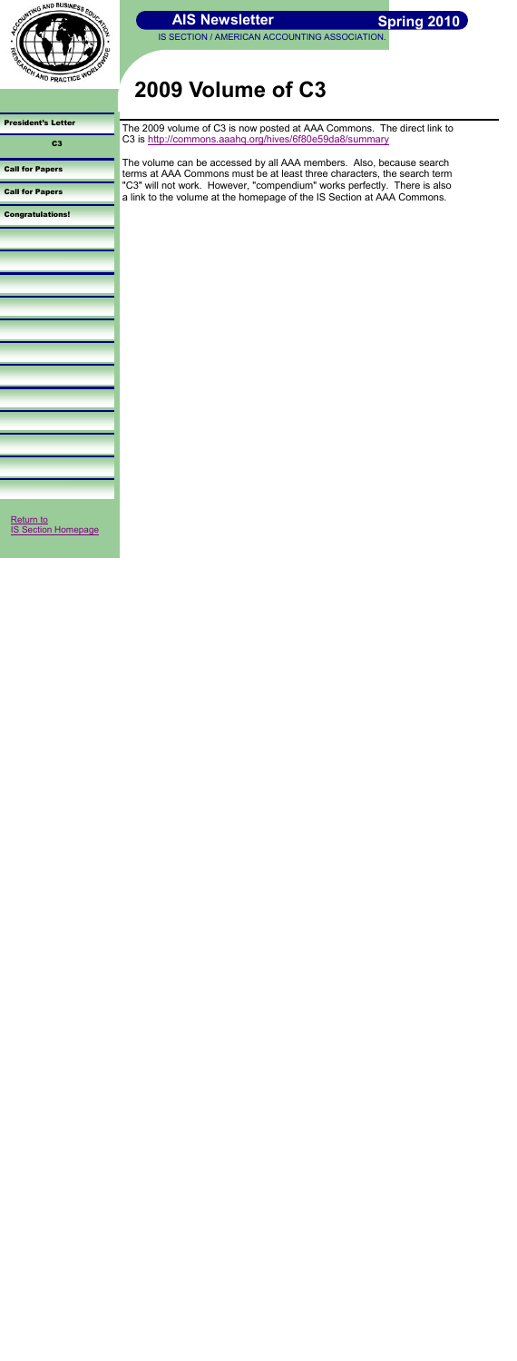# 2009 Volume of C3

The 2009 volume of C3 is now posted at AAA Commons. The direct link to C3 is http://commons.aaahq.org/hives/6f80e59da8/summary

The volume can be accessed by all AAA members. Also, because search terms at AAA Commons must be at least three characters, the search term "C3" will not work. However, "compendium" works perfectly. There is also a link to the volume at the homepage of the IS Section at AAA Commons.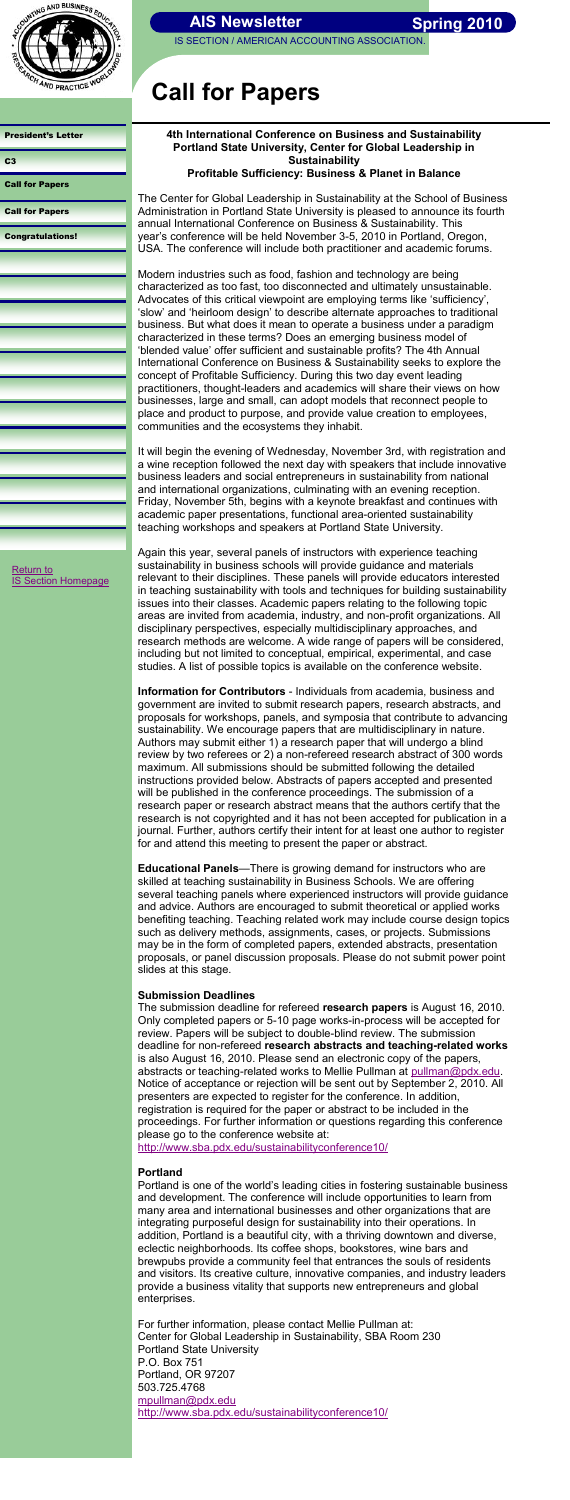# Call for Papers

**4th International Conference on Business and Sustainability Portland State University, Center for Global Leadership in Sustainability**
**Profitable Sufficiency: Business & Planet in Balance**

The Center for Global Leadership in Sustainability at the School of Business Administration in Portland State University is pleased to announce its fourth annual International Conference on Business & Sustainability. This year's conference will be held November 3-5, 2010 in Portland, Oregon, USA. The conference will include both practitioner and academic forums.

Modern industries such as food, fashion and technology are being characterized as too fast, too disconnected and ultimately unsustainable. Advocates of this critical viewpoint are employing terms like 'sufficiency', 'slow' and 'heirloom design' to describe alternate approaches to traditional business. But what does it mean to operate a business under a paradigm characterized in these terms? Does an emerging business model of 'blended value' offer sufficient and sustainable profits? The 4th Annual International Conference on Business & Sustainability seeks to explore the concept of Profitable Sufficiency. During this two day event leading practitioners, thought-leaders and academics will share their views on how businesses, large and small, can adopt models that reconnect people to place and product to purpose, and provide value creation to employees, communities and the ecosystems they inhabit.

It will begin the evening of Wednesday, November 3rd, with registration and a wine reception followed the next day with speakers that include innovative business leaders and social entrepreneurs in sustainability from national and international organizations, culminating with an evening reception. Friday, November 5th, begins with a keynote breakfast and continues with academic paper presentations, functional area-oriented sustainability teaching workshops and speakers at Portland State University.

Again this year, several panels of instructors with experience teaching sustainability in business schools will provide guidance and materials relevant to their disciplines. These panels will provide educators interested in teaching sustainability with tools and techniques for building sustainability issues into their classes. Academic papers relating to the following topic areas are invited from academia, industry, and non-profit organizations. All disciplinary perspectives, especially multidisciplinary approaches, and research methods are welcome. A wide range of papers will be considered, including but not limited to conceptual, empirical, experimental, and case studies. A list of possible topics is available on the conference website.

**Information for Contributors** - Individuals from academia, business and government are invited to submit research papers, research abstracts, and proposals for workshops, panels, and symposia that contribute to advancing sustainability. We encourage papers that are multidisciplinary in nature. Authors may submit either 1) a research paper that will undergo a blind review by two referees or 2) a non-refereed research abstract of 300 words maximum. All submissions should be submitted following the detailed instructions provided below. Abstracts of papers accepted and presented will be published in the conference proceedings. The submission of a research paper or research abstract means that the authors certify that the research is not copyrighted and it has not been accepted for publication in a journal. Further, authors certify their intent for at least one author to register for and attend this meeting to present the paper or abstract.

**Educational Panels**—There is growing demand for instructors who are skilled at teaching sustainability in Business Schools. We are offering several teaching panels where experienced instructors will provide guidance and advice. Authors are encouraged to submit theoretical or applied works benefiting teaching. Teaching related work may include course design topics such as delivery methods, assignments, cases, or projects. Submissions may be in the form of completed papers, extended abstracts, presentation proposals, or panel discussion proposals. Please do not submit power point slides at this stage.

**Submission Deadlines**

The submission deadline for refereed **research papers** is August 16, 2010. Only completed papers or 5-10 page works-in-process will be accepted for review. Papers will be subject to double-blind review. The submission deadline for non-refereed **research abstracts and teaching-related works** is also August 16, 2010. Please send an electronic copy of the papers, abstracts or teaching-related works to Mellie Pullman at pullman@pdx.edu. Notice of acceptance or rejection will be sent out by September 2, 2010. All presenters are expected to register for the conference. In addition, registration is required for the paper or abstract to be included in the proceedings. For further information or questions regarding this conference please go to the conference website at: http://www.sba.pdx.edu/sustainabilityconference10/

**Portland**

Portland is one of the world's leading cities in fostering sustainable business and development. The conference will include opportunities to learn from many area and international businesses and other organizations that are integrating purposeful design for sustainability into their operations. In addition, Portland is a beautiful city, with a thriving downtown and diverse, eclectic neighborhoods. Its coffee shops, bookstores, wine bars and brewpubs provide a community feel that entrances the souls of residents and visitors. Its creative culture, innovative companies, and industry leaders provide a business vitality that supports new entrepreneurs and global enterprises.

For further information, please contact Mellie Pullman at:
Center for Global Leadership in Sustainability, SBA Room 230
Portland State University
P.O. Box 751
Portland, OR 97207
503.725.4768
mpullman@pdx.edu
http://www.sba.pdx.edu/sustainabilityconference10/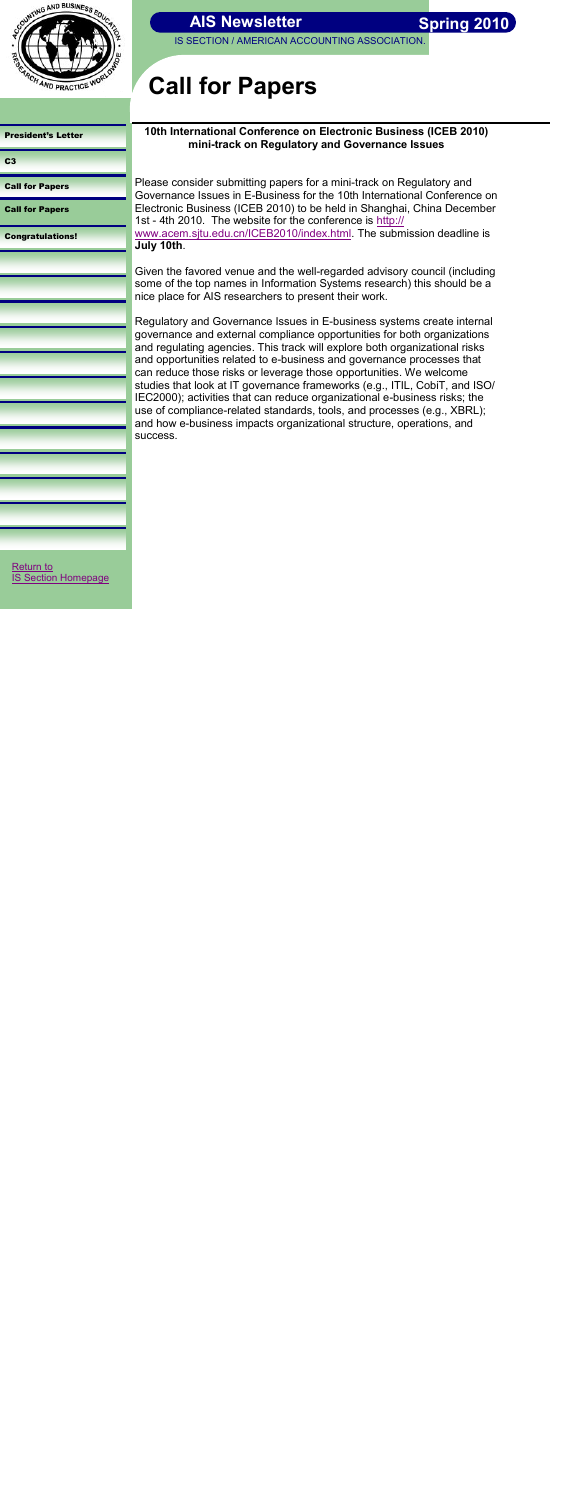# Call for Papers

President's Letter

C3

Call for Papers

Call for Papers

Congratulations!

Return to IS Section Homepage

**10th International Conference on Electronic Business (ICEB 2010) mini-track on Regulatory and Governance Issues**

Please consider submitting papers for a mini-track on Regulatory and Governance Issues in E-Business for the 10th International Conference on Electronic Business (ICEB 2010) to be held in Shanghai, China December 1st - 4th 2010. The website for the conference is http://www.acem.sjtu.edu.cn/ICEB2010/index.html. The submission deadline is **July 10th**.

Given the favored venue and the well-regarded advisory council (including some of the top names in Information Systems research) this should be a nice place for AIS researchers to present their work.

Regulatory and Governance Issues in E-business systems create internal governance and external compliance opportunities for both organizations and regulating agencies. This track will explore both organizational risks and opportunities related to e-business and governance processes that can reduce those risks or leverage those opportunities. We welcome studies that look at IT governance frameworks (e.g., ITIL, CobiT, and ISO/IEC2000); activities that can reduce organizational e-business risks; the use of compliance-related standards, tools, and processes (e.g., XBRL); and how e-business impacts organizational structure, operations, and success.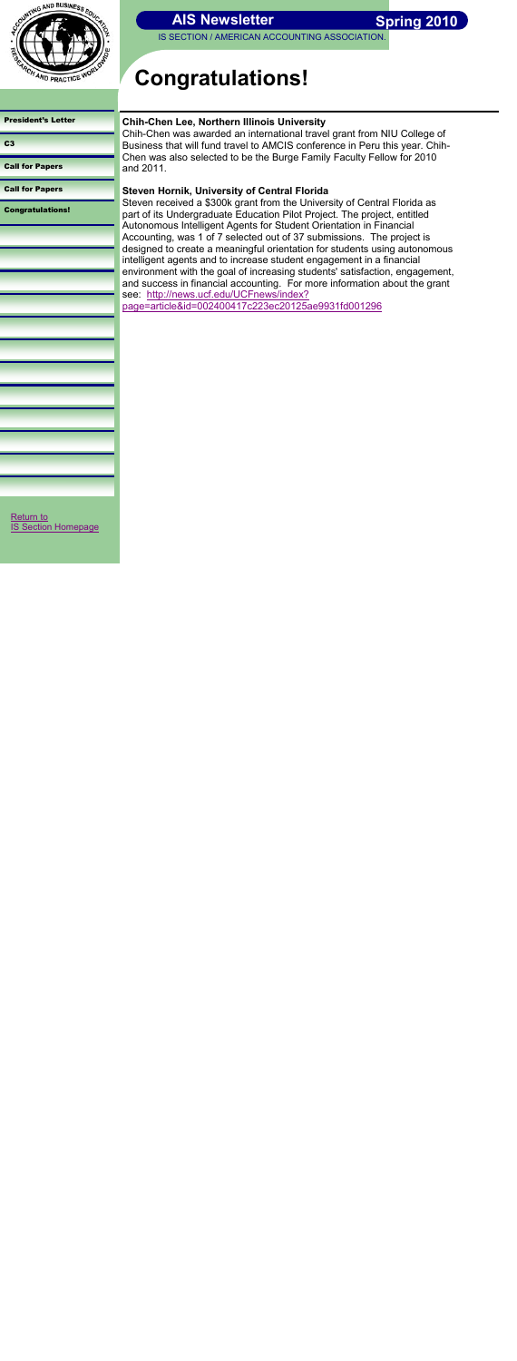# Congratulations!

- President's Letter
- C3
- Call for Papers
- Call for Papers
- Congratulations!

[Return to IS Section Homepage]

**Chih-Chen Lee, Northern Illinois University**

Chih-Chen was awarded an international travel grant from NIU College of Business that will fund travel to AMCIS conference in Peru this year. Chih-Chen was also selected to be the Burge Family Faculty Fellow for 2010 and 2011.

**Steven Hornik, University of Central Florida**

Steven received a $300k grant from the University of Central Florida as part of its Undergraduate Education Pilot Project. The project, entitled Autonomous Intelligent Agents for Student Orientation in Financial Accounting, was 1 of 7 selected out of 37 submissions. The project is designed to create a meaningful orientation for students using autonomous intelligent agents and to increase student engagement in a financial environment with the goal of increasing students' satisfaction, engagement, and success in financial accounting. For more information about the grant see: http://news.ucf.edu/UCFnews/index?page=article&id=002400417c223ec20125ae9931fd001296